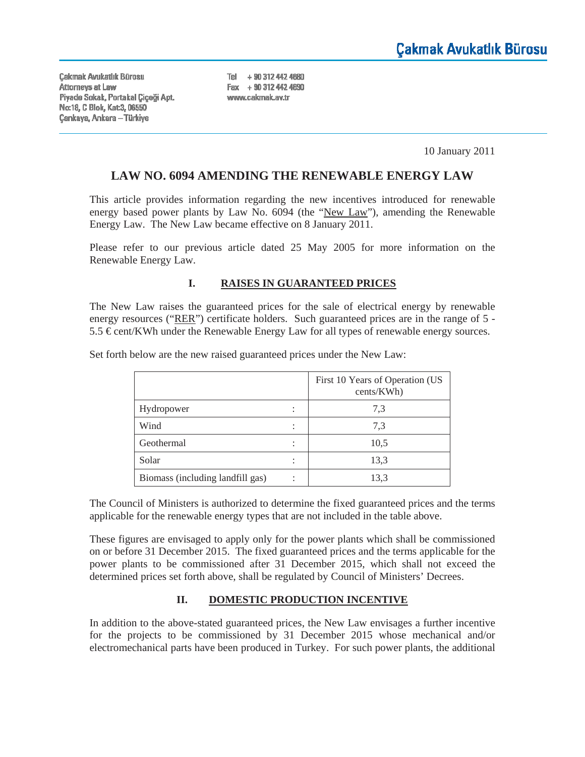# Çakmak Avukatlık Bürosu

Çakmak Avukatlık Bürosu
Attorneys at Law
Piyade Sokak, Portakal Çiçeği Apt.
No:18, C Blok, Kat:3, 06550
Çankaya, Ankara – Türkiye

Tel + 90 312 442 4680
Fax + 90 312 442 4690
www.cakmak.av.tr

10 January 2011

## LAW NO. 6094 AMENDING THE RENEWABLE ENERGY LAW

This article provides information regarding the new incentives introduced for renewable energy based power plants by Law No. 6094 (the "New Law"), amending the Renewable Energy Law. The New Law became effective on 8 January 2011.

Please refer to our previous article dated 25 May 2005 for more information on the Renewable Energy Law.

### I. RAISES IN GUARANTEED PRICES

The New Law raises the guaranteed prices for the sale of electrical energy by renewable energy resources ("RER") certificate holders. Such guaranteed prices are in the range of 5 - 5.5 € cent/KWh under the Renewable Energy Law for all types of renewable energy sources.

Set forth below are the new raised guaranteed prices under the New Law:

| | | First 10 Years of Operation (US cents/KWh) |
|---|---|---|
| Hydropower | : | 7,3 |
| Wind | : | 7,3 |
| Geothermal | : | 10,5 |
| Solar | : | 13,3 |
| Biomass (including landfill gas) | : | 13,3 |

The Council of Ministers is authorized to determine the fixed guaranteed prices and the terms applicable for the renewable energy types that are not included in the table above.

These figures are envisaged to apply only for the power plants which shall be commissioned on or before 31 December 2015. The fixed guaranteed prices and the terms applicable for the power plants to be commissioned after 31 December 2015, which shall not exceed the determined prices set forth above, shall be regulated by Council of Ministers' Decrees.

### II. DOMESTIC PRODUCTION INCENTIVE

In addition to the above-stated guaranteed prices, the New Law envisages a further incentive for the projects to be commissioned by 31 December 2015 whose mechanical and/or electromechanical parts have been produced in Turkey. For such power plants, the additional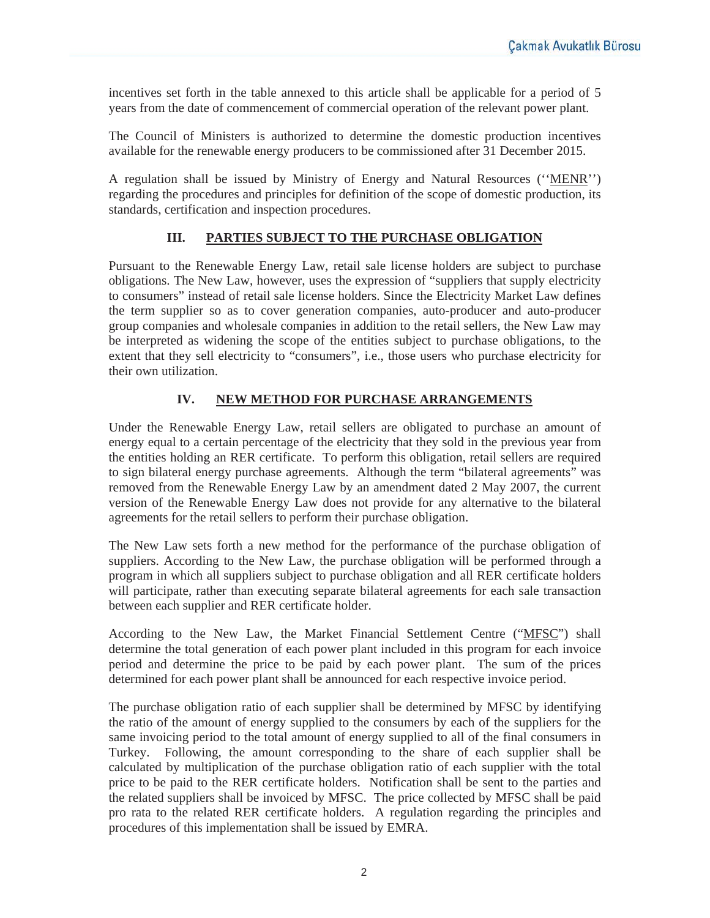incentives set forth in the table annexed to this article shall be applicable for a period of 5 years from the date of commencement of commercial operation of the relevant power plant.

The Council of Ministers is authorized to determine the domestic production incentives available for the renewable energy producers to be commissioned after 31 December 2015.

A regulation shall be issued by Ministry of Energy and Natural Resources (''MENR'') regarding the procedures and principles for definition of the scope of domestic production, its standards, certification and inspection procedures.

## III. PARTIES SUBJECT TO THE PURCHASE OBLIGATION

Pursuant to the Renewable Energy Law, retail sale license holders are subject to purchase obligations. The New Law, however, uses the expression of "suppliers that supply electricity to consumers" instead of retail sale license holders. Since the Electricity Market Law defines the term supplier so as to cover generation companies, auto-producer and auto-producer group companies and wholesale companies in addition to the retail sellers, the New Law may be interpreted as widening the scope of the entities subject to purchase obligations, to the extent that they sell electricity to "consumers", i.e., those users who purchase electricity for their own utilization.

## IV. NEW METHOD FOR PURCHASE ARRANGEMENTS

Under the Renewable Energy Law, retail sellers are obligated to purchase an amount of energy equal to a certain percentage of the electricity that they sold in the previous year from the entities holding an RER certificate. To perform this obligation, retail sellers are required to sign bilateral energy purchase agreements. Although the term "bilateral agreements" was removed from the Renewable Energy Law by an amendment dated 2 May 2007, the current version of the Renewable Energy Law does not provide for any alternative to the bilateral agreements for the retail sellers to perform their purchase obligation.

The New Law sets forth a new method for the performance of the purchase obligation of suppliers. According to the New Law, the purchase obligation will be performed through a program in which all suppliers subject to purchase obligation and all RER certificate holders will participate, rather than executing separate bilateral agreements for each sale transaction between each supplier and RER certificate holder.

According to the New Law, the Market Financial Settlement Centre ("MFSC") shall determine the total generation of each power plant included in this program for each invoice period and determine the price to be paid by each power plant. The sum of the prices determined for each power plant shall be announced for each respective invoice period.

The purchase obligation ratio of each supplier shall be determined by MFSC by identifying the ratio of the amount of energy supplied to the consumers by each of the suppliers for the same invoicing period to the total amount of energy supplied to all of the final consumers in Turkey. Following, the amount corresponding to the share of each supplier shall be calculated by multiplication of the purchase obligation ratio of each supplier with the total price to be paid to the RER certificate holders. Notification shall be sent to the parties and the related suppliers shall be invoiced by MFSC. The price collected by MFSC shall be paid pro rata to the related RER certificate holders. A regulation regarding the principles and procedures of this implementation shall be issued by EMRA.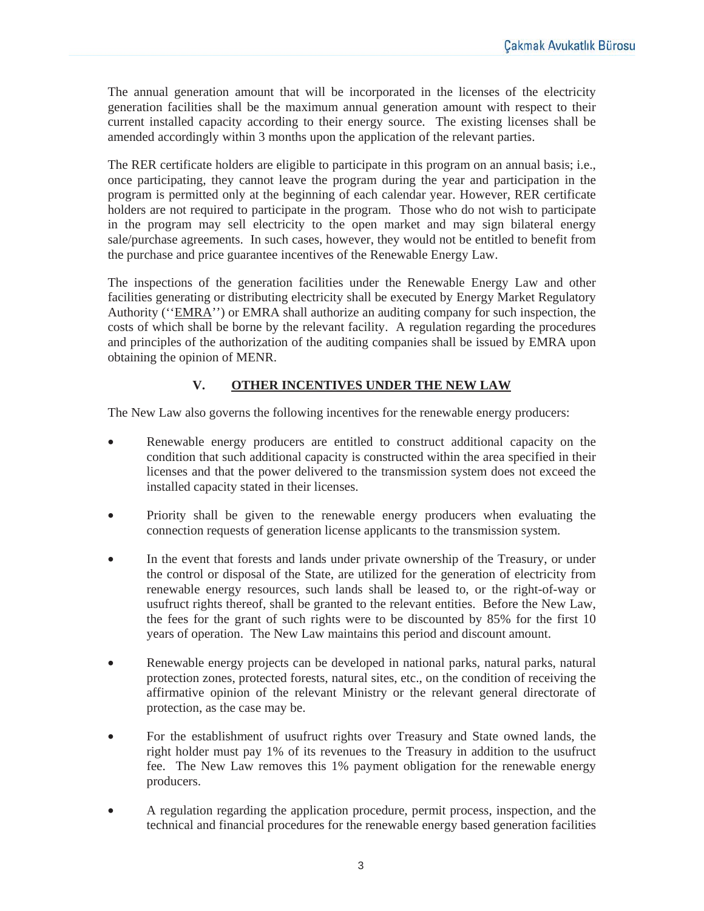The annual generation amount that will be incorporated in the licenses of the electricity generation facilities shall be the maximum annual generation amount with respect to their current installed capacity according to their energy source. The existing licenses shall be amended accordingly within 3 months upon the application of the relevant parties.

The RER certificate holders are eligible to participate in this program on an annual basis; i.e., once participating, they cannot leave the program during the year and participation in the program is permitted only at the beginning of each calendar year. However, RER certificate holders are not required to participate in the program. Those who do not wish to participate in the program may sell electricity to the open market and may sign bilateral energy sale/purchase agreements. In such cases, however, they would not be entitled to benefit from the purchase and price guarantee incentives of the Renewable Energy Law.

The inspections of the generation facilities under the Renewable Energy Law and other facilities generating or distributing electricity shall be executed by Energy Market Regulatory Authority (''EMRA'') or EMRA shall authorize an auditing company for such inspection, the costs of which shall be borne by the relevant facility. A regulation regarding the procedures and principles of the authorization of the auditing companies shall be issued by EMRA upon obtaining the opinion of MENR.

## V. OTHER INCENTIVES UNDER THE NEW LAW

The New Law also governs the following incentives for the renewable energy producers:

- Renewable energy producers are entitled to construct additional capacity on the condition that such additional capacity is constructed within the area specified in their licenses and that the power delivered to the transmission system does not exceed the installed capacity stated in their licenses.

- Priority shall be given to the renewable energy producers when evaluating the connection requests of generation license applicants to the transmission system.

- In the event that forests and lands under private ownership of the Treasury, or under the control or disposal of the State, are utilized for the generation of electricity from renewable energy resources, such lands shall be leased to, or the right-of-way or usufruct rights thereof, shall be granted to the relevant entities. Before the New Law, the fees for the grant of such rights were to be discounted by 85% for the first 10 years of operation. The New Law maintains this period and discount amount.

- Renewable energy projects can be developed in national parks, natural parks, natural protection zones, protected forests, natural sites, etc., on the condition of receiving the affirmative opinion of the relevant Ministry or the relevant general directorate of protection, as the case may be.

- For the establishment of usufruct rights over Treasury and State owned lands, the right holder must pay 1% of its revenues to the Treasury in addition to the usufruct fee. The New Law removes this 1% payment obligation for the renewable energy producers.

- A regulation regarding the application procedure, permit process, inspection, and the technical and financial procedures for the renewable energy based generation facilities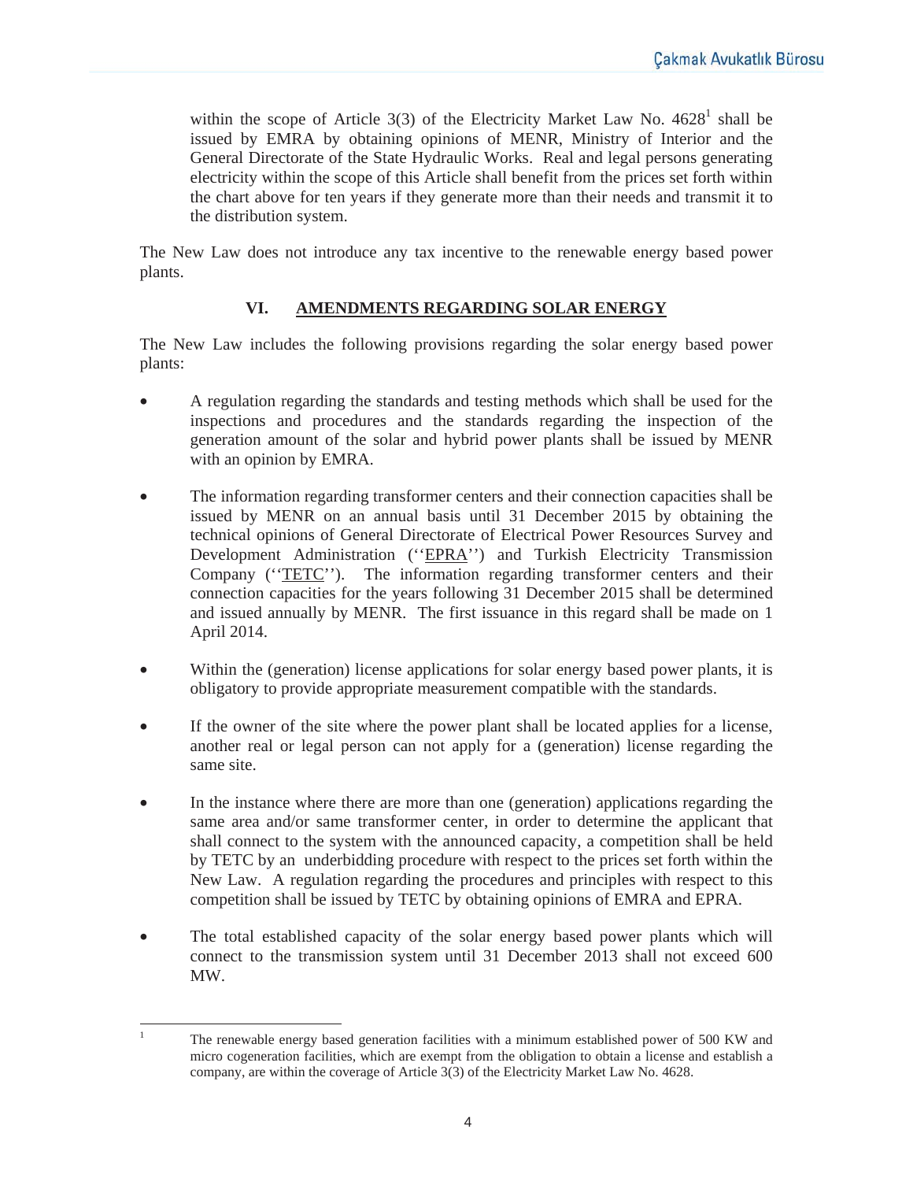within the scope of Article 3(3) of the Electricity Market Law No. 4628[1] shall be issued by EMRA by obtaining opinions of MENR, Ministry of Interior and the General Directorate of the State Hydraulic Works. Real and legal persons generating electricity within the scope of this Article shall benefit from the prices set forth within the chart above for ten years if they generate more than their needs and transmit it to the distribution system.

The New Law does not introduce any tax incentive to the renewable energy based power plants.

## VI. AMENDMENTS REGARDING SOLAR ENERGY

The New Law includes the following provisions regarding the solar energy based power plants:

- A regulation regarding the standards and testing methods which shall be used for the inspections and procedures and the standards regarding the inspection of the generation amount of the solar and hybrid power plants shall be issued by MENR with an opinion by EMRA.

- The information regarding transformer centers and their connection capacities shall be issued by MENR on an annual basis until 31 December 2015 by obtaining the technical opinions of General Directorate of Electrical Power Resources Survey and Development Administration (''EPRA'') and Turkish Electricity Transmission Company (''TETC''). The information regarding transformer centers and their connection capacities for the years following 31 December 2015 shall be determined and issued annually by MENR. The first issuance in this regard shall be made on 1 April 2014.

- Within the (generation) license applications for solar energy based power plants, it is obligatory to provide appropriate measurement compatible with the standards.

- If the owner of the site where the power plant shall be located applies for a license, another real or legal person can not apply for a (generation) license regarding the same site.

- In the instance where there are more than one (generation) applications regarding the same area and/or same transformer center, in order to determine the applicant that shall connect to the system with the announced capacity, a competition shall be held by TETC by an underbidding procedure with respect to the prices set forth within the New Law. A regulation regarding the procedures and principles with respect to this competition shall be issued by TETC by obtaining opinions of EMRA and EPRA.

- The total established capacity of the solar energy based power plants which will connect to the transmission system until 31 December 2013 shall not exceed 600 MW.

---

[1] The renewable energy based generation facilities with a minimum established power of 500 KW and micro cogeneration facilities, which are exempt from the obligation to obtain a license and establish a company, are within the coverage of Article 3(3) of the Electricity Market Law No. 4628.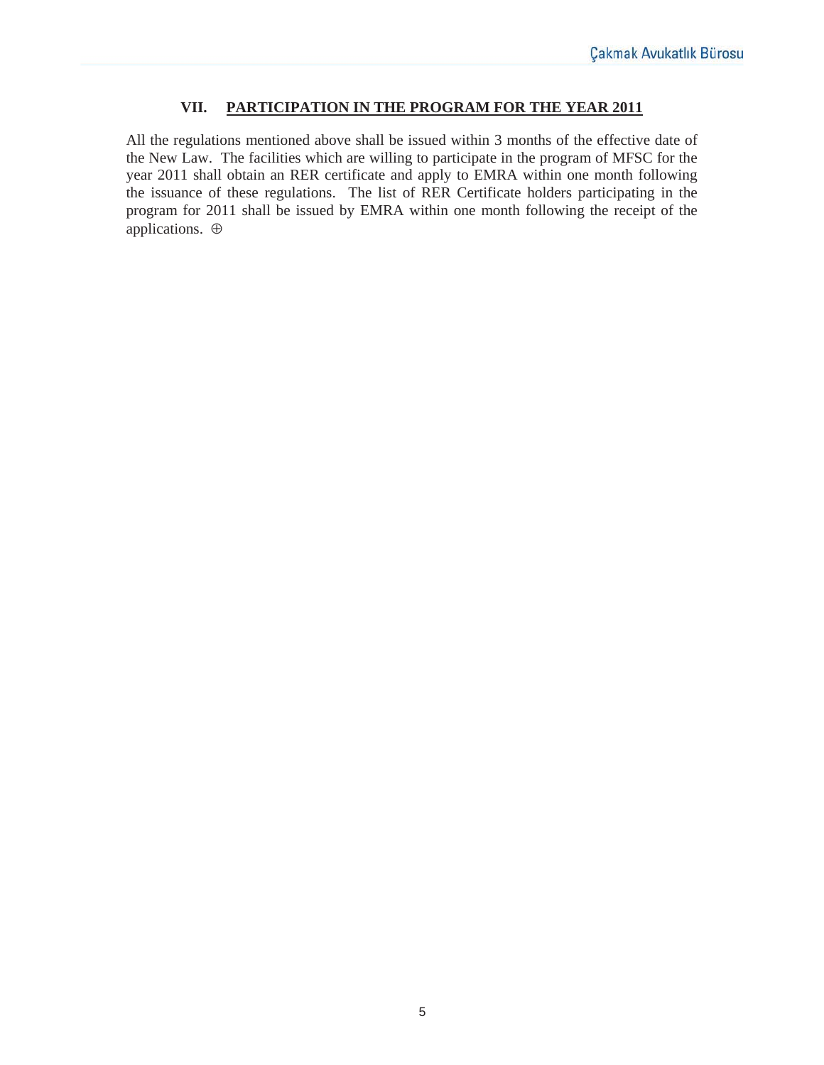## VII. PARTICIPATION IN THE PROGRAM FOR THE YEAR 2011

All the regulations mentioned above shall be issued within 3 months of the effective date of the New Law. The facilities which are willing to participate in the program of MFSC for the year 2011 shall obtain an RER certificate and apply to EMRA within one month following the issuance of these regulations. The list of RER Certificate holders participating in the program for 2011 shall be issued by EMRA within one month following the receipt of the applications. ⊕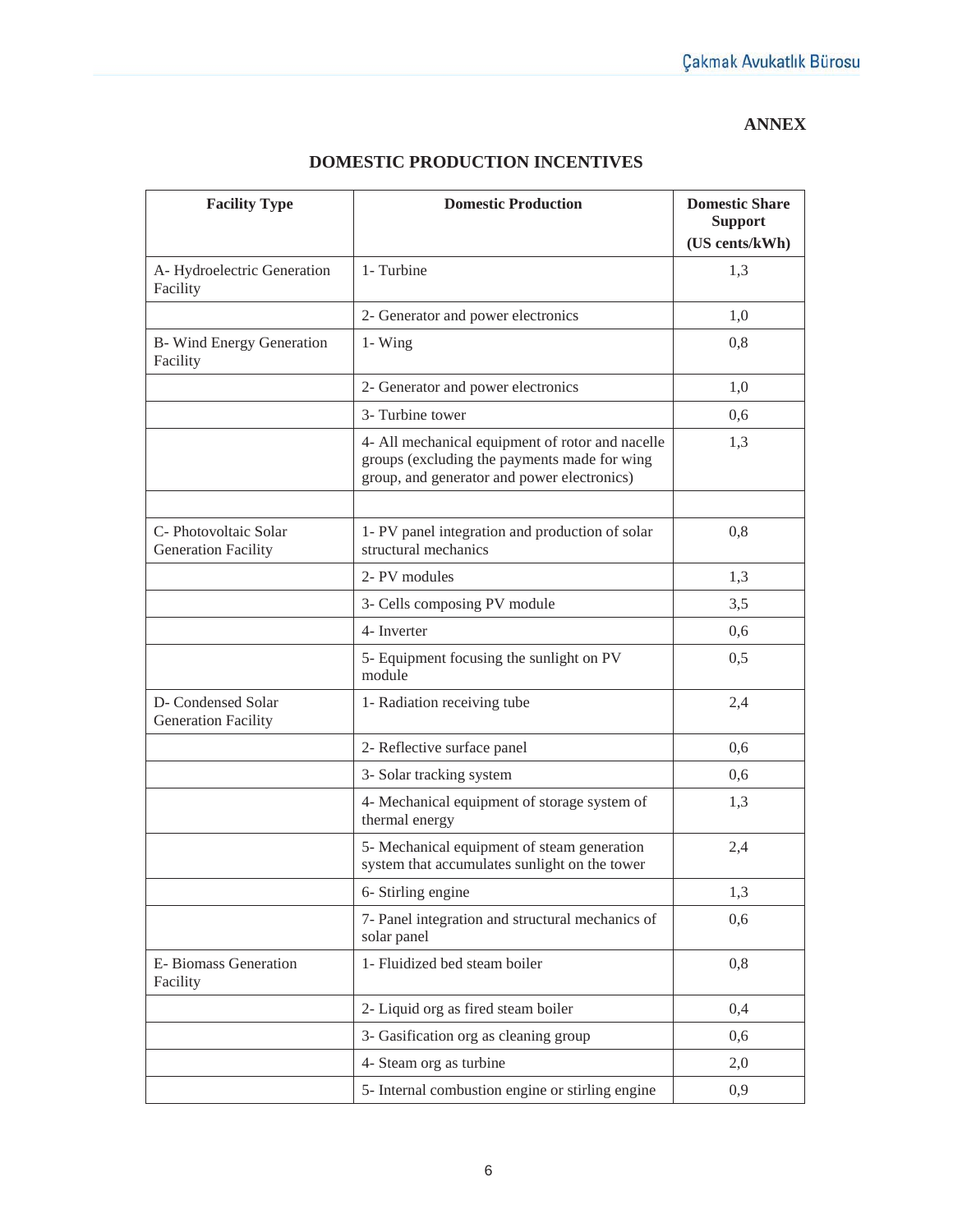**ANNEX**

## DOMESTIC PRODUCTION INCENTIVES

| Facility Type | Domestic Production | Domestic Share Support (US cents/kWh) |
|---|---|---|
| A- Hydroelectric Generation Facility | 1- Turbine | 1,3 |
| | 2- Generator and power electronics | 1,0 |
| B- Wind Energy Generation Facility | 1- Wing | 0,8 |
| | 2- Generator and power electronics | 1,0 |
| | 3- Turbine tower | 0,6 |
| | 4- All mechanical equipment of rotor and nacelle groups (excluding the payments made for wing group, and generator and power electronics) | 1,3 |
| | | |
| C- Photovoltaic Solar Generation Facility | 1- PV panel integration and production of solar structural mechanics | 0,8 |
| | 2- PV modules | 1,3 |
| | 3- Cells composing PV module | 3,5 |
| | 4- Inverter | 0,6 |
| | 5- Equipment focusing the sunlight on PV module | 0,5 |
| D- Condensed Solar Generation Facility | 1- Radiation receiving tube | 2,4 |
| | 2- Reflective surface panel | 0,6 |
| | 3- Solar tracking system | 0,6 |
| | 4- Mechanical equipment of storage system of thermal energy | 1,3 |
| | 5- Mechanical equipment of steam generation system that accumulates sunlight on the tower | 2,4 |
| | 6- Stirling engine | 1,3 |
| | 7- Panel integration and structural mechanics of solar panel | 0,6 |
| E- Biomass Generation Facility | 1- Fluidized bed steam boiler | 0,8 |
| | 2- Liquid org as fired steam boiler | 0,4 |
| | 3- Gasification org as cleaning group | 0,6 |
| | 4- Steam org as turbine | 2,0 |
| | 5- Internal combustion engine or stirling engine | 0,9 |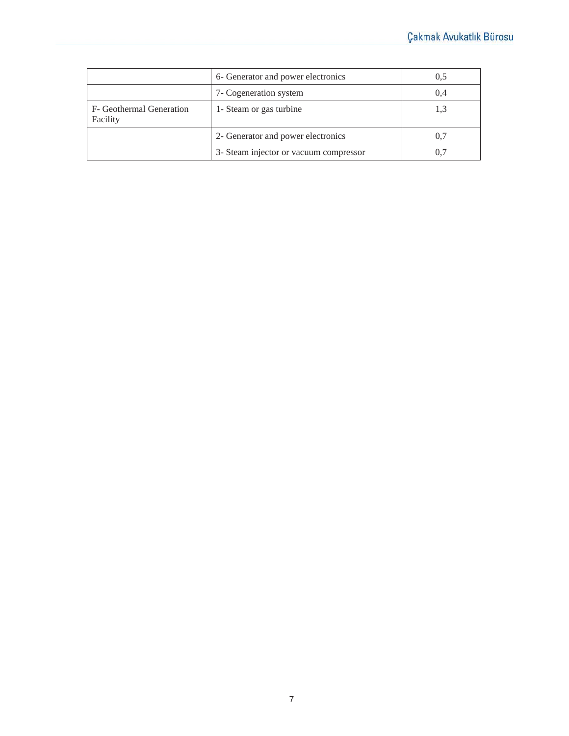| | | |
|---|---|---|
| | 6- Generator and power electronics | 0,5 |
| | 7- Cogeneration system | 0,4 |
| F- Geothermal Generation Facility | 1- Steam or gas turbine | 1,3 |
| | 2- Generator and power electronics | 0,7 |
| | 3- Steam injector or vacuum compressor | 0,7 |